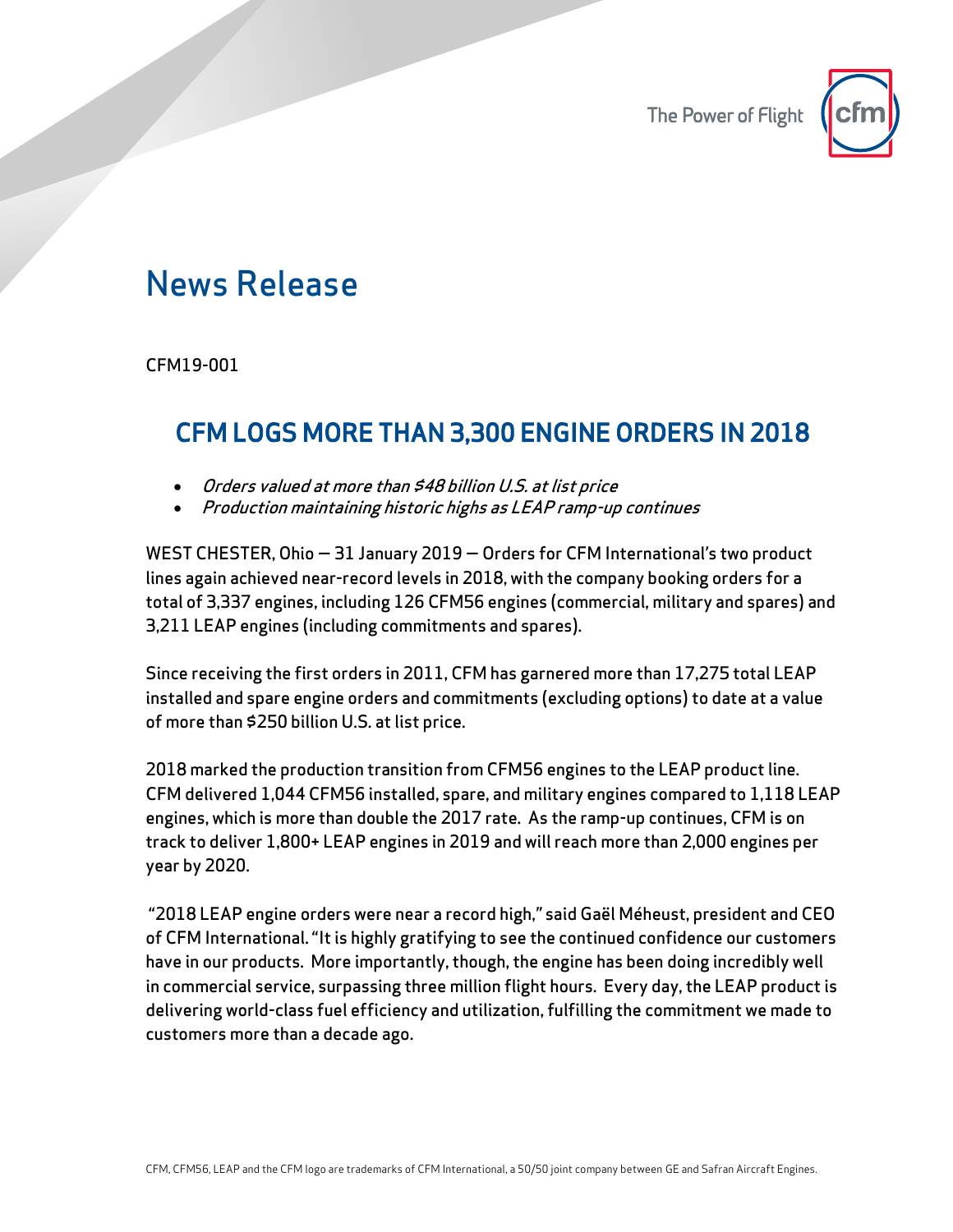# News Release

CFM19-001

## CFM LOGS MORE THAN 3,300 ENGINE ORDERS IN 2018

- *Orders valued at more than $48 billion U.S. at list price*
- *Production maintaining historic highs as LEAP ramp-up continues*

WEST CHESTER, Ohio — 31 January 2019 — Orders for CFM International's two product lines again achieved near-record levels in 2018, with the company booking orders for a total of 3,337 engines, including 126 CFM56 engines (commercial, military and spares) and 3,211 LEAP engines (including commitments and spares).

Since receiving the first orders in 2011, CFM has garnered more than 17,275 total LEAP installed and spare engine orders and commitments (excluding options) to date at a value of more than $250 billion U.S. at list price.

2018 marked the production transition from CFM56 engines to the LEAP product line. CFM delivered 1,044 CFM56 installed, spare, and military engines compared to 1,118 LEAP engines, which is more than double the 2017 rate. As the ramp-up continues, CFM is on track to deliver 1,800+ LEAP engines in 2019 and will reach more than 2,000 engines per year by 2020.

"2018 LEAP engine orders were near a record high," said Gaël Méheust, president and CEO of CFM International. "It is highly gratifying to see the continued confidence our customers have in our products. More importantly, though, the engine has been doing incredibly well in commercial service, surpassing three million flight hours. Every day, the LEAP product is delivering world-class fuel efficiency and utilization, fulfilling the commitment we made to customers more than a decade ago.

CFM, CFM56, LEAP and the CFM logo are trademarks of CFM International, a 50/50 joint company between GE and Safran Aircraft Engines.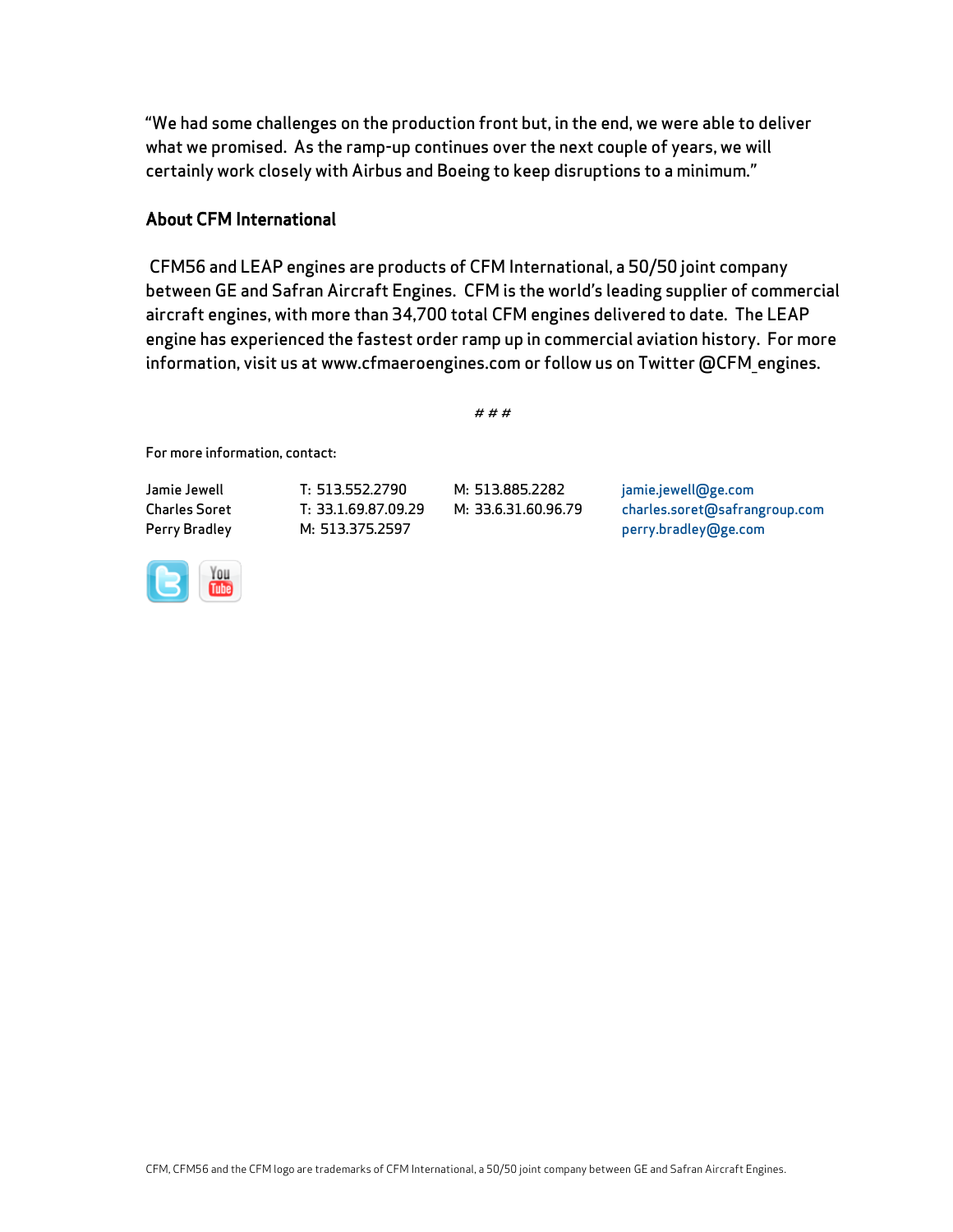"We had some challenges on the production front but, in the end, we were able to deliver what we promised. As the ramp-up continues over the next couple of years, we will certainly work closely with Airbus and Boeing to keep disruptions to a minimum."

## About CFM International

CFM56 and LEAP engines are products of CFM International, a 50/50 joint company between GE and Safran Aircraft Engines. CFM is the world's leading supplier of commercial aircraft engines, with more than 34,700 total CFM engines delivered to date. The LEAP engine has experienced the fastest order ramp up in commercial aviation history. For more information, visit us at www.cfmaeroengines.com or follow us on Twitter @CFM_engines.

# # #

For more information, contact:

| | | | |
|---|---|---|---|
| Jamie Jewell | T: 513.552.2790 | M: 513.885.2282 | jamie.jewell@ge.com |
| Charles Soret | T: 33.1.69.87.09.29 | M: 33.6.31.60.96.79 | charles.soret@safrangroup.com |
| Perry Bradley | M: 513.375.2597 | | perry.bradley@ge.com |

CFM, CFM56 and the CFM logo are trademarks of CFM International, a 50/50 joint company between GE and Safran Aircraft Engines.